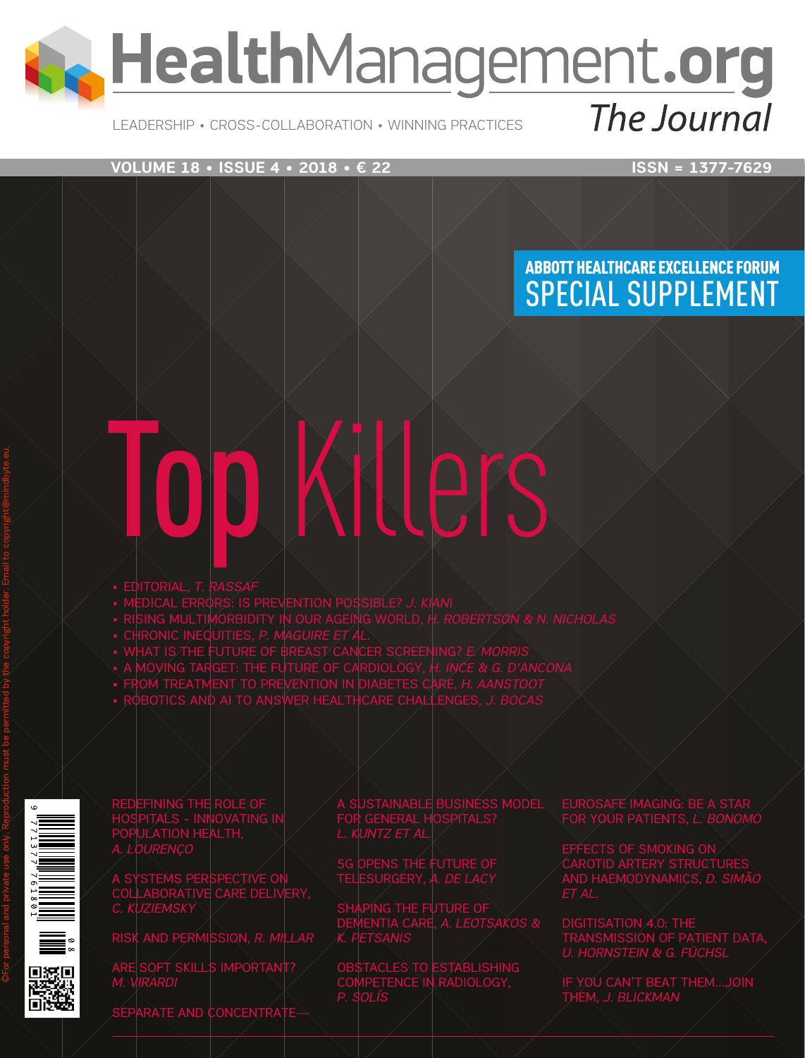# HealthManagement.org

## The Journal

LEADERSHIP • CROSS-COLLABORATION • WINNING PRACTICES

**VOLUME 18 • ISSUE 4 • 2018 • € 22** — **ISSN = 1377-7629**

**ABBOTT HEALTHCARE EXCELLENCE FORUM**
**SPECIAL SUPPLEMENT**

# Top Killers

- EDITORIAL, *T. RASSAF*
- MEDICAL ERRORS: IS PREVENTION POSSIBLE? *J. KIANI*
- RISING MULTIMORBIDITY IN OUR AGEING WORLD, *H. ROBERTSON & N. NICHOLAS*
- CHRONIC INEQUITIES, *P. MAGUIRE ET AL.*
- WHAT IS THE FUTURE OF BREAST CANCER SCREENING? *E. MORRIS*
- A MOVING TARGET: THE FUTURE OF CARDIOLOGY, *H. INCE & G. D'ANCONA*
- FROM TREATMENT TO PREVENTION IN DIABETES CARE, *H. AANSTOOT*
- ROBOTICS AND AI TO ANSWER HEALTHCARE CHALLENGES, *J. BOCAS*

REDEFINING THE ROLE OF HOSPITALS - INNOVATING IN POPULATION HEALTH, *A. LOURENÇO*

A SYSTEMS PERSPECTIVE ON COLLABORATIVE CARE DELIVERY, *C. KUZIEMSKY*

RISK AND PERMISSION, *R. MILLAR*

ARE SOFT SKILLS IMPORTANT? *M. VIRARDI*

SEPARATE AND CONCENTRATE—

A SUSTAINABLE BUSINESS MODEL FOR GENERAL HOSPITALS? *L. KUNTZ ET AL.*

5G OPENS THE FUTURE OF TELESURGERY, *A. DE LACY*

SHAPING THE FUTURE OF DEMENTIA CARE, *A. LEOTSAKOS & K. PETSANIS*

OBSTACLES TO ESTABLISHING COMPETENCE IN RADIOLOGY, *P. SOLÍS*

EUROSAFE IMAGING: BE A STAR FOR YOUR PATIENTS, *L. BONOMO*

EFFECTS OF SMOKING ON CAROTID ARTERY STRUCTURES AND HAEMODYNAMICS, *D. SIMÃO ET AL.*

DIGITISATION 4.0: THE TRANSMISSION OF PATIENT DATA, *U. HORNSTEIN & G. FÜCHSL*

IF YOU CAN'T BEAT THEM...JOIN THEM, *J. BLICKMAN*

©For personal and private use only. Reproduction must be permitted by the copyright holder. Email to copyright@mindbyte.eu.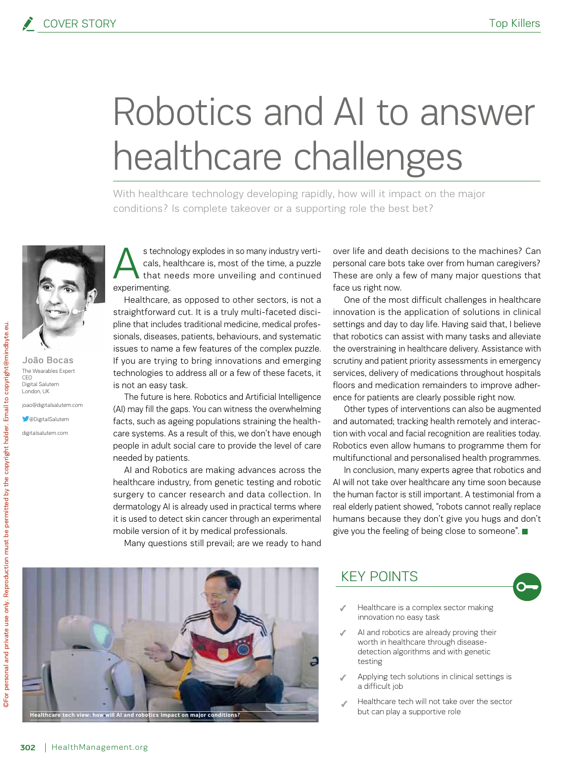# Robotics and AI to answer healthcare challenges

With healthcare technology developing rapidly, how will it impact on the major conditions? Is complete takeover or a supporting role the best bet?

**João Bocas**
The Wearables Expert
CEO
Digital Salutem
London, UK

joao@digitalsalutem.com

@DigitalSalutem

digitalsalutem.com

As technology explodes in so many industry verticals, healthcare is, most of the time, a puzzle that needs more unveiling and continued experimenting.

Healthcare, as opposed to other sectors, is not a straightforward cut. It is a truly multi-faceted discipline that includes traditional medicine, medical professionals, diseases, patients, behaviours, and systematic issues to name a few features of the complex puzzle. If you are trying to bring innovations and emerging technologies to address all or a few of these facets, it is not an easy task.

The future is here. Robotics and Artificial Intelligence (AI) may fill the gaps. You can witness the overwhelming facts, such as ageing populations straining the healthcare systems. As a result of this, we don't have enough people in adult social care to provide the level of care needed by patients.

AI and Robotics are making advances across the healthcare industry, from genetic testing and robotic surgery to cancer research and data collection. In dermatology AI is already used in practical terms where it is used to detect skin cancer through an experimental mobile version of it by medical professionals.

Many questions still prevail; are we ready to hand over life and death decisions to the machines? Can personal care bots take over from human caregivers? These are only a few of many major questions that face us right now.

One of the most difficult challenges in healthcare innovation is the application of solutions in clinical settings and day to day life. Having said that, I believe that robotics can assist with many tasks and alleviate the overstraining in healthcare delivery. Assistance with scrutiny and patient priority assessments in emergency services, delivery of medications throughout hospitals floors and medication remainders to improve adherence for patients are clearly possible right now.

Other types of interventions can also be augmented and automated; tracking health remotely and interaction with vocal and facial recognition are realities today. Robotics even allow humans to programme them for multifunctional and personalised health programmes.

In conclusion, many experts agree that robotics and AI will not take over healthcare any time soon because the human factor is still important. A testimonial from a real elderly patient showed, "robots cannot really replace humans because they don't give you hugs and don't give you the feeling of being close to someone".

Healthcare tech view: how will AI and robotics impact on major conditions?

## KEY POINTS

- Healthcare is a complex sector making innovation no easy task
- AI and robotics are already proving their worth in healthcare through disease-detection algorithms and with genetic testing
- Applying tech solutions in clinical settings is a difficult job
- Healthcare tech will not take over the sector but can play a supportive role